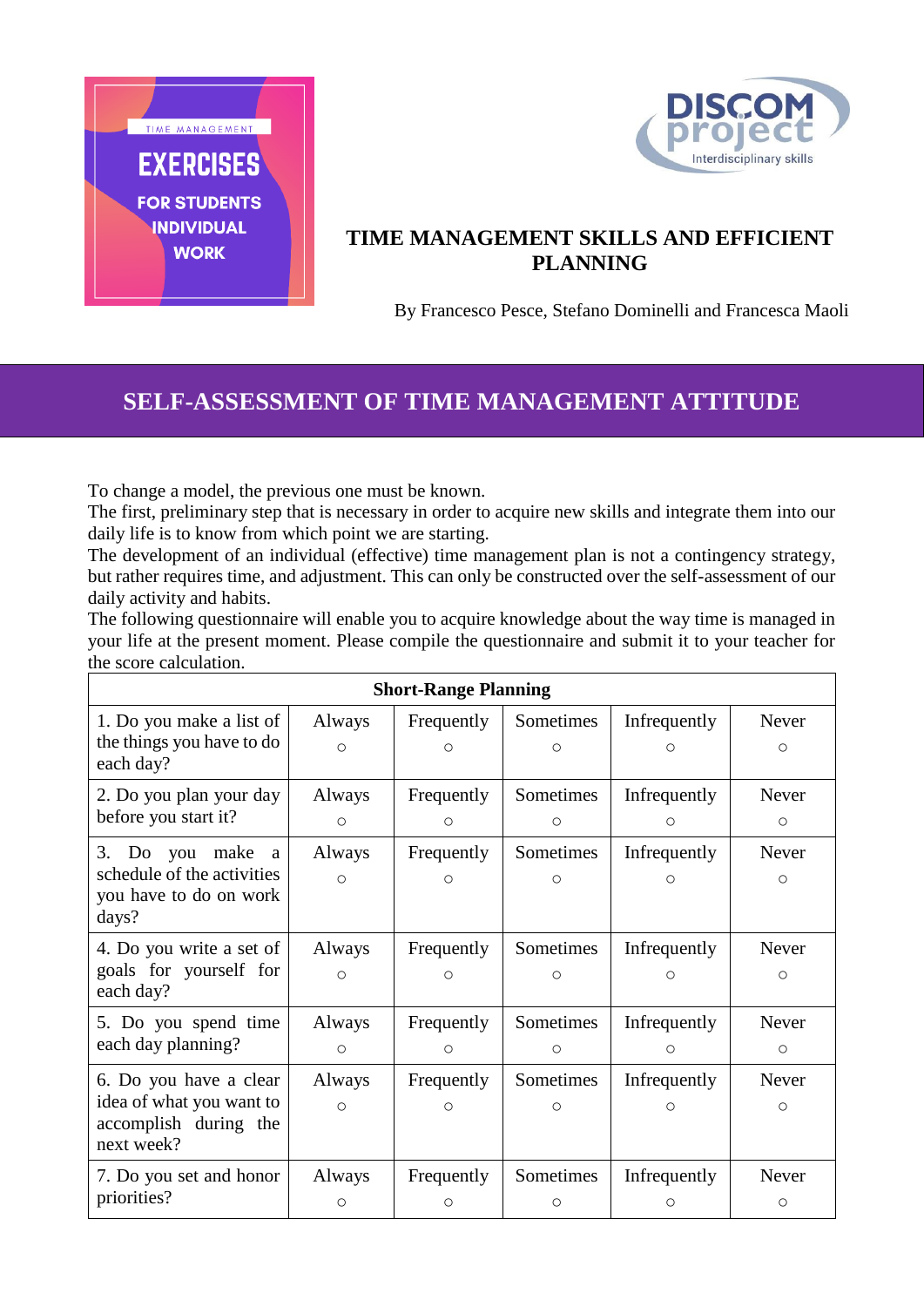TIME MANAGEMENT

**EXERCISES**

**FOR STUDENTS INDIVIDUAL WORK**

DISCOM project
Interdisciplinary skills

# TIME MANAGEMENT SKILLS AND EFFICIENT PLANNING

By Francesco Pesce, Stefano Dominelli and Francesca Maoli

## SELF-ASSESSMENT OF TIME MANAGEMENT ATTITUDE

To change a model, the previous one must be known.
The first, preliminary step that is necessary in order to acquire new skills and integrate them into our daily life is to know from which point we are starting.
The development of an individual (effective) time management plan is not a contingency strategy, but rather requires time, and adjustment. This can only be constructed over the self-assessment of our daily activity and habits.
The following questionnaire will enable you to acquire knowledge about the way time is managed in your life at the present moment. Please compile the questionnaire and submit it to your teacher for the score calculation.

| **Short-Range Planning** | | | | | |
|---|---|---|---|---|---|
| 1. Do you make a list of the things you have to do each day? | Always ○ | Frequently ○ | Sometimes ○ | Infrequently ○ | Never ○ |
| 2. Do you plan your day before you start it? | Always ○ | Frequently ○ | Sometimes ○ | Infrequently ○ | Never ○ |
| 3. Do you make a schedule of the activities you have to do on work days? | Always ○ | Frequently ○ | Sometimes ○ | Infrequently ○ | Never ○ |
| 4. Do you write a set of goals for yourself for each day? | Always ○ | Frequently ○ | Sometimes ○ | Infrequently ○ | Never ○ |
| 5. Do you spend time each day planning? | Always ○ | Frequently ○ | Sometimes ○ | Infrequently ○ | Never ○ |
| 6. Do you have a clear idea of what you want to accomplish during the next week? | Always ○ | Frequently ○ | Sometimes ○ | Infrequently ○ | Never ○ |
| 7. Do you set and honor priorities? | Always ○ | Frequently ○ | Sometimes ○ | Infrequently ○ | Never ○ |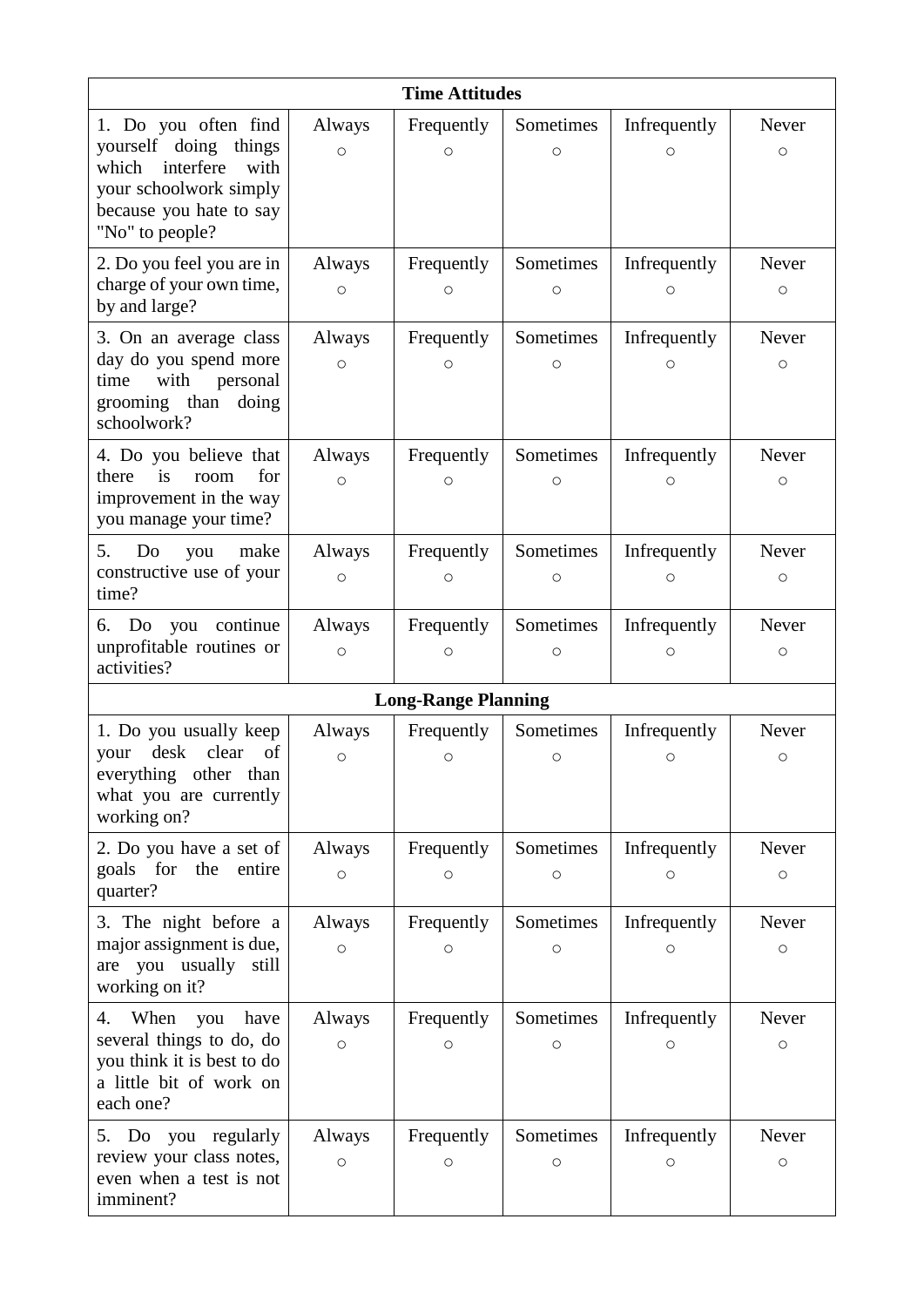| Time Attitudes | | | | | |
|---|---|---|---|---|---|
| 1. Do you often find yourself doing things which interfere with your schoolwork simply because you hate to say "No" to people? | Always ○ | Frequently ○ | Sometimes ○ | Infrequently ○ | Never ○ |
| 2. Do you feel you are in charge of your own time, by and large? | Always ○ | Frequently ○ | Sometimes ○ | Infrequently ○ | Never ○ |
| 3. On an average class day do you spend more time with personal grooming than doing schoolwork? | Always ○ | Frequently ○ | Sometimes ○ | Infrequently ○ | Never ○ |
| 4. Do you believe that there is room for improvement in the way you manage your time? | Always ○ | Frequently ○ | Sometimes ○ | Infrequently ○ | Never ○ |
| 5. Do you make constructive use of your time? | Always ○ | Frequently ○ | Sometimes ○ | Infrequently ○ | Never ○ |
| 6. Do you continue unprofitable routines or activities? | Always ○ | Frequently ○ | Sometimes ○ | Infrequently ○ | Never ○ |
| **Long-Range Planning** | | | | | |
| 1. Do you usually keep your desk clear of everything other than what you are currently working on? | Always ○ | Frequently ○ | Sometimes ○ | Infrequently ○ | Never ○ |
| 2. Do you have a set of goals for the entire quarter? | Always ○ | Frequently ○ | Sometimes ○ | Infrequently ○ | Never ○ |
| 3. The night before a major assignment is due, are you usually still working on it? | Always ○ | Frequently ○ | Sometimes ○ | Infrequently ○ | Never ○ |
| 4. When you have several things to do, do you think it is best to do a little bit of work on each one? | Always ○ | Frequently ○ | Sometimes ○ | Infrequently ○ | Never ○ |
| 5. Do you regularly review your class notes, even when a test is not imminent? | Always ○ | Frequently ○ | Sometimes ○ | Infrequently ○ | Never ○ |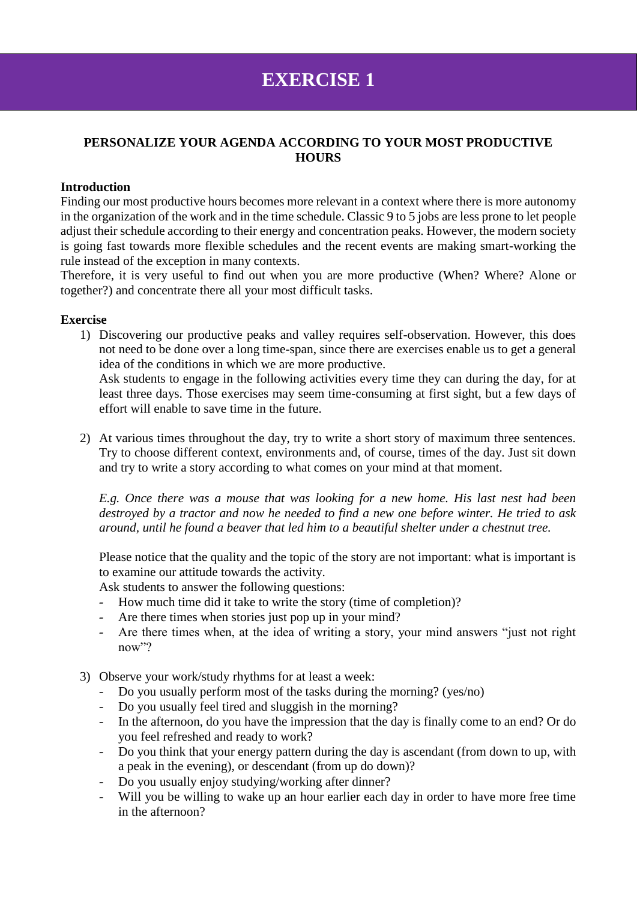# EXERCISE 1

**PERSONALIZE YOUR AGENDA ACCORDING TO YOUR MOST PRODUCTIVE HOURS**

**Introduction**

Finding our most productive hours becomes more relevant in a context where there is more autonomy in the organization of the work and in the time schedule. Classic 9 to 5 jobs are less prone to let people adjust their schedule according to their energy and concentration peaks. However, the modern society is going fast towards more flexible schedules and the recent events are making smart-working the rule instead of the exception in many contexts.

Therefore, it is very useful to find out when you are more productive (When? Where? Alone or together?) and concentrate there all your most difficult tasks.

**Exercise**

1) Discovering our productive peaks and valley requires self-observation. However, this does not need to be done over a long time-span, since there are exercises enable us to get a general idea of the conditions in which we are more productive.
   Ask students to engage in the following activities every time they can during the day, for at least three days. Those exercises may seem time-consuming at first sight, but a few days of effort will enable to save time in the future.

2) At various times throughout the day, try to write a short story of maximum three sentences. Try to choose different context, environments and, of course, times of the day. Just sit down and try to write a story according to what comes on your mind at that moment.

   *E.g. Once there was a mouse that was looking for a new home. His last nest had been destroyed by a tractor and now he needed to find a new one before winter. He tried to ask around, until he found a beaver that led him to a beautiful shelter under a chestnut tree.*

   Please notice that the quality and the topic of the story are not important: what is important is to examine our attitude towards the activity.
   Ask students to answer the following questions:
   - How much time did it take to write the story (time of completion)?
   - Are there times when stories just pop up in your mind?
   - Are there times when, at the idea of writing a story, your mind answers "just not right now"?

3) Observe your work/study rhythms for at least a week:
   - Do you usually perform most of the tasks during the morning? (yes/no)
   - Do you usually feel tired and sluggish in the morning?
   - In the afternoon, do you have the impression that the day is finally come to an end? Or do you feel refreshed and ready to work?
   - Do you think that your energy pattern during the day is ascendant (from down to up, with a peak in the evening), or descendant (from up do down)?
   - Do you usually enjoy studying/working after dinner?
   - Will you be willing to wake up an hour earlier each day in order to have more free time in the afternoon?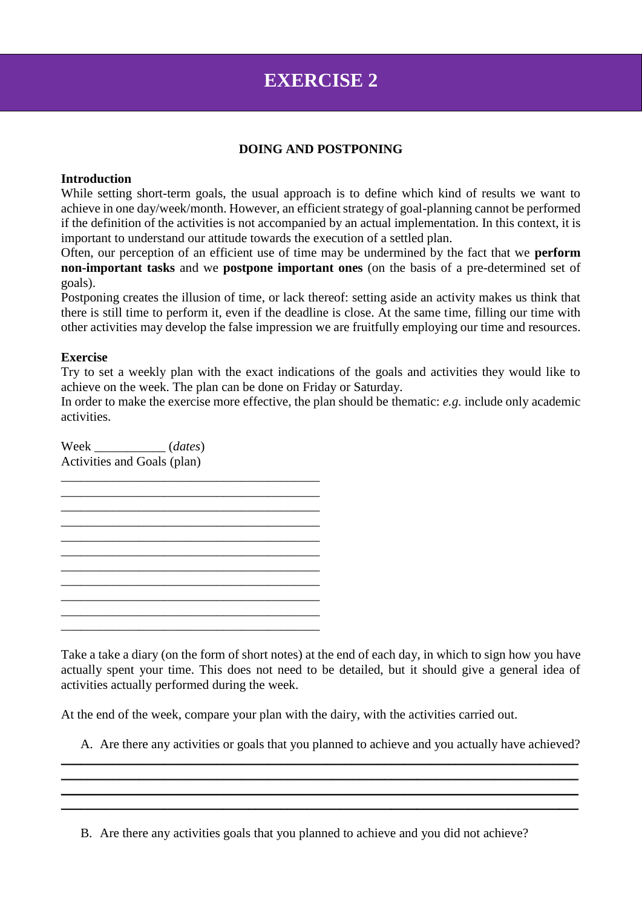# EXERCISE 2

**DOING AND POSTPONING**

**Introduction**

While setting short-term goals, the usual approach is to define which kind of results we want to achieve in one day/week/month. However, an efficient strategy of goal-planning cannot be performed if the definition of the activities is not accompanied by an actual implementation. In this context, it is important to understand our attitude towards the execution of a settled plan.

Often, our perception of an efficient use of time may be undermined by the fact that we **perform non-important tasks** and we **postpone important ones** (on the basis of a pre-determined set of goals).

Postponing creates the illusion of time, or lack thereof: setting aside an activity makes us think that there is still time to perform it, even if the deadline is close. At the same time, filling our time with other activities may develop the false impression we are fruitfully employing our time and resources.

**Exercise**

Try to set a weekly plan with the exact indications of the goals and activities they would like to achieve on the week. The plan can be done on Friday or Saturday.

In order to make the exercise more effective, the plan should be thematic: *e.g.* include only academic activities.

Week ___________ (*dates*)

Activities and Goals (plan)

_______________________________________

_______________________________________

_______________________________________

_______________________________________

_______________________________________

_______________________________________

_______________________________________

_______________________________________

_______________________________________

_______________________________________

_______________________________________

Take a take a diary (on the form of short notes) at the end of each day, in which to sign how you have actually spent your time. This does not need to be detailed, but it should give a general idea of activities actually performed during the week.

At the end of the week, compare your plan with the dairy, with the activities carried out.

A. Are there any activities or goals that you planned to achieve and you actually have achieved?

_______________________________________________________________________________

_______________________________________________________________________________

_______________________________________________________________________________

_______________________________________________________________________________

B. Are there any activities goals that you planned to achieve and you did not achieve?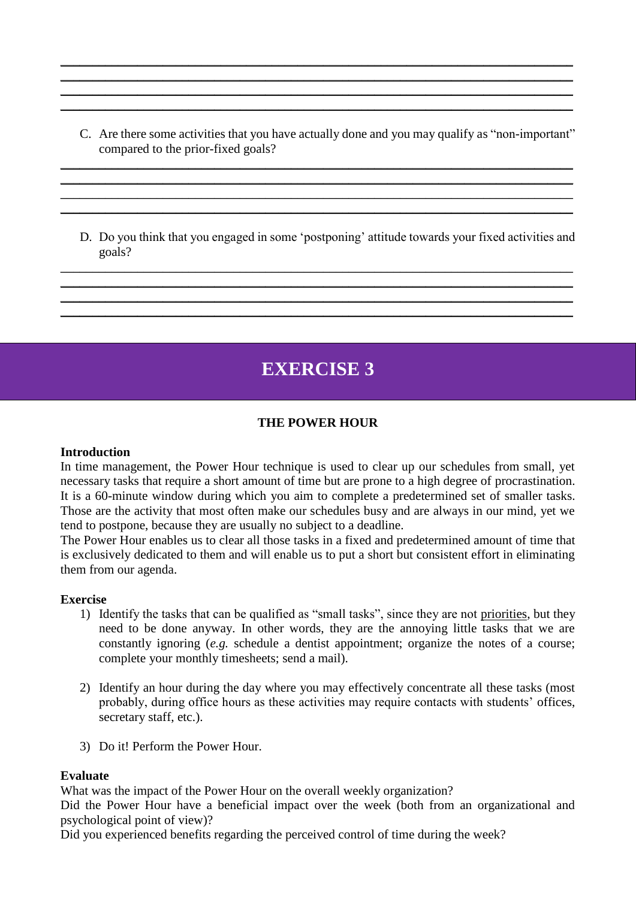C. Are there some activities that you have actually done and you may qualify as "non-important" compared to the prior-fixed goals?

D. Do you think that you engaged in some 'postponing' attitude towards your fixed activities and goals?

# EXERCISE 3

## THE POWER HOUR

**Introduction**

In time management, the Power Hour technique is used to clear up our schedules from small, yet necessary tasks that require a short amount of time but are prone to a high degree of procrastination. It is a 60-minute window during which you aim to complete a predetermined set of smaller tasks. Those are the activity that most often make our schedules busy and are always in our mind, yet we tend to postpone, because they are usually no subject to a deadline.

The Power Hour enables us to clear all those tasks in a fixed and predetermined amount of time that is exclusively dedicated to them and will enable us to put a short but consistent effort in eliminating them from our agenda.

**Exercise**

1) Identify the tasks that can be qualified as "small tasks", since they are not priorities, but they need to be done anyway. In other words, they are the annoying little tasks that we are constantly ignoring (*e.g.* schedule a dentist appointment; organize the notes of a course; complete your monthly timesheets; send a mail).

2) Identify an hour during the day where you may effectively concentrate all these tasks (most probably, during office hours as these activities may require contacts with students' offices, secretary staff, etc.).

3) Do it! Perform the Power Hour.

**Evaluate**

What was the impact of the Power Hour on the overall weekly organization?

Did the Power Hour have a beneficial impact over the week (both from an organizational and psychological point of view)?

Did you experienced benefits regarding the perceived control of time during the week?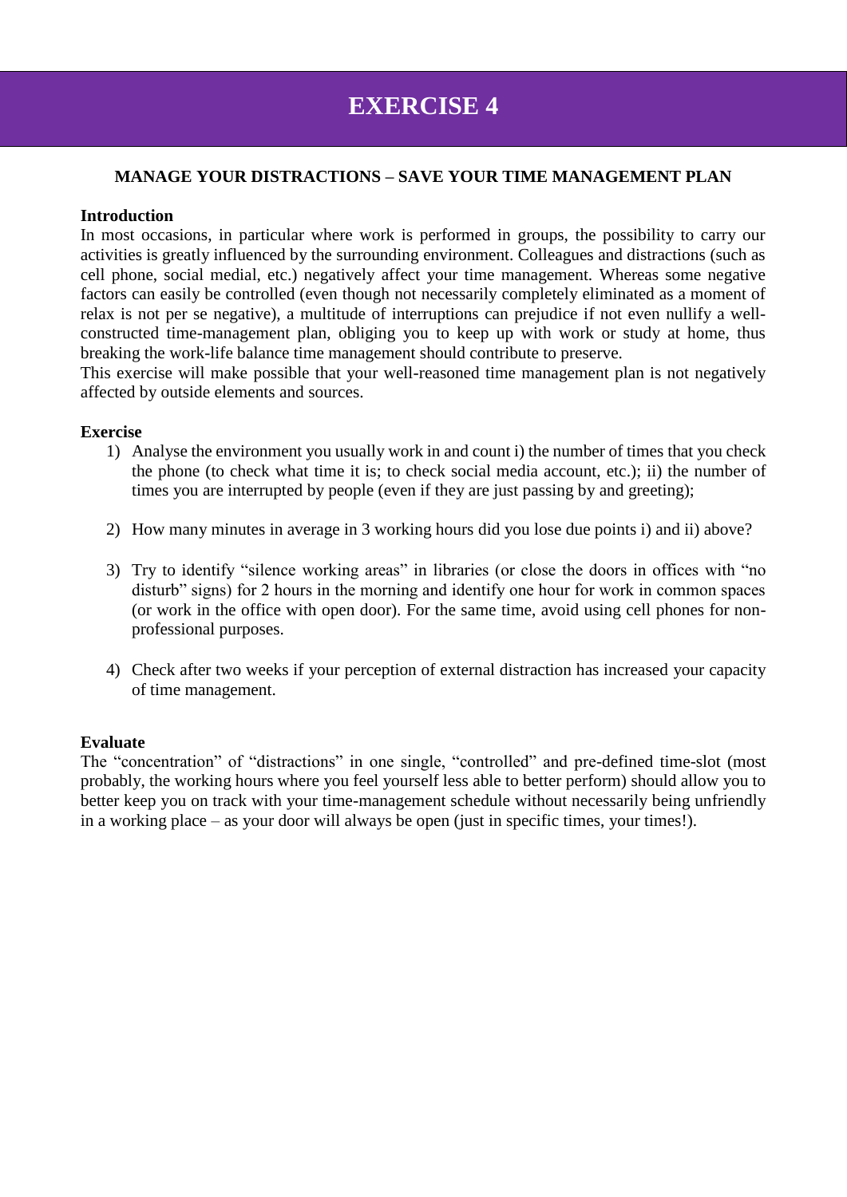# EXERCISE 4

**MANAGE YOUR DISTRACTIONS – SAVE YOUR TIME MANAGEMENT PLAN**

**Introduction**

In most occasions, in particular where work is performed in groups, the possibility to carry our activities is greatly influenced by the surrounding environment. Colleagues and distractions (such as cell phone, social medial, etc.) negatively affect your time management. Whereas some negative factors can easily be controlled (even though not necessarily completely eliminated as a moment of relax is not per se negative), a multitude of interruptions can prejudice if not even nullify a well-constructed time-management plan, obliging you to keep up with work or study at home, thus breaking the work-life balance time management should contribute to preserve.

This exercise will make possible that your well-reasoned time management plan is not negatively affected by outside elements and sources.

**Exercise**

1) Analyse the environment you usually work in and count i) the number of times that you check the phone (to check what time it is; to check social media account, etc.); ii) the number of times you are interrupted by people (even if they are just passing by and greeting);

2) How many minutes in average in 3 working hours did you lose due points i) and ii) above?

3) Try to identify "silence working areas" in libraries (or close the doors in offices with "no disturb" signs) for 2 hours in the morning and identify one hour for work in common spaces (or work in the office with open door). For the same time, avoid using cell phones for non-professional purposes.

4) Check after two weeks if your perception of external distraction has increased your capacity of time management.

**Evaluate**

The "concentration" of "distractions" in one single, "controlled" and pre-defined time-slot (most probably, the working hours where you feel yourself less able to better perform) should allow you to better keep you on track with your time-management schedule without necessarily being unfriendly in a working place – as your door will always be open (just in specific times, your times!).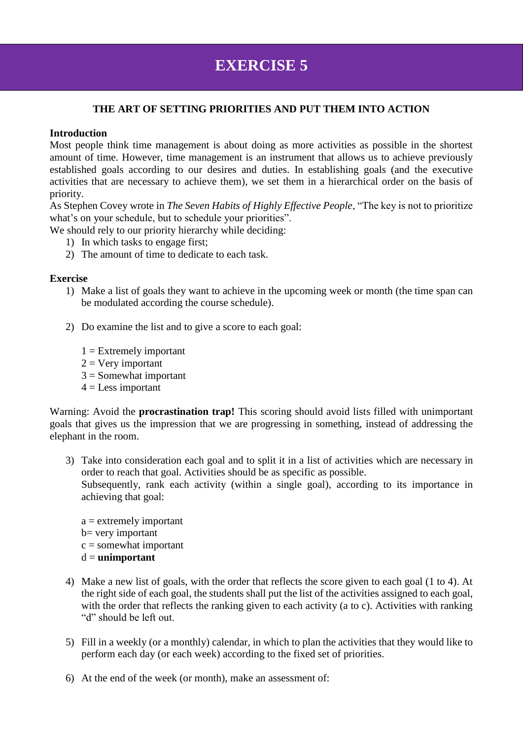# EXERCISE 5

**THE ART OF SETTING PRIORITIES AND PUT THEM INTO ACTION**

**Introduction**

Most people think time management is about doing as more activities as possible in the shortest amount of time. However, time management is an instrument that allows us to achieve previously established goals according to our desires and duties. In establishing goals (and the executive activities that are necessary to achieve them), we set them in a hierarchical order on the basis of priority.

As Stephen Covey wrote in *The Seven Habits of Highly Effective People*, "The key is not to prioritize what's on your schedule, but to schedule your priorities".

We should rely to our priority hierarchy while deciding:

1) In which tasks to engage first;
2) The amount of time to dedicate to each task.

**Exercise**

1) Make a list of goals they want to achieve in the upcoming week or month (the time span can be modulated according the course schedule).

2) Do examine the list and to give a score to each goal:

   1 = Extremely important
   2 = Very important
   3 = Somewhat important
   4 = Less important

Warning: Avoid the **procrastination trap!** This scoring should avoid lists filled with unimportant goals that gives us the impression that we are progressing in something, instead of addressing the elephant in the room.

3) Take into consideration each goal and to split it in a list of activities which are necessary in order to reach that goal. Activities should be as specific as possible.
   Subsequently, rank each activity (within a single goal), according to its importance in achieving that goal:

   a = extremely important
   b= very important
   c = somewhat important
   d = **unimportant**

4) Make a new list of goals, with the order that reflects the score given to each goal (1 to 4). At the right side of each goal, the students shall put the list of the activities assigned to each goal, with the order that reflects the ranking given to each activity (a to c). Activities with ranking "d" should be left out.

5) Fill in a weekly (or a monthly) calendar, in which to plan the activities that they would like to perform each day (or each week) according to the fixed set of priorities.

6) At the end of the week (or month), make an assessment of: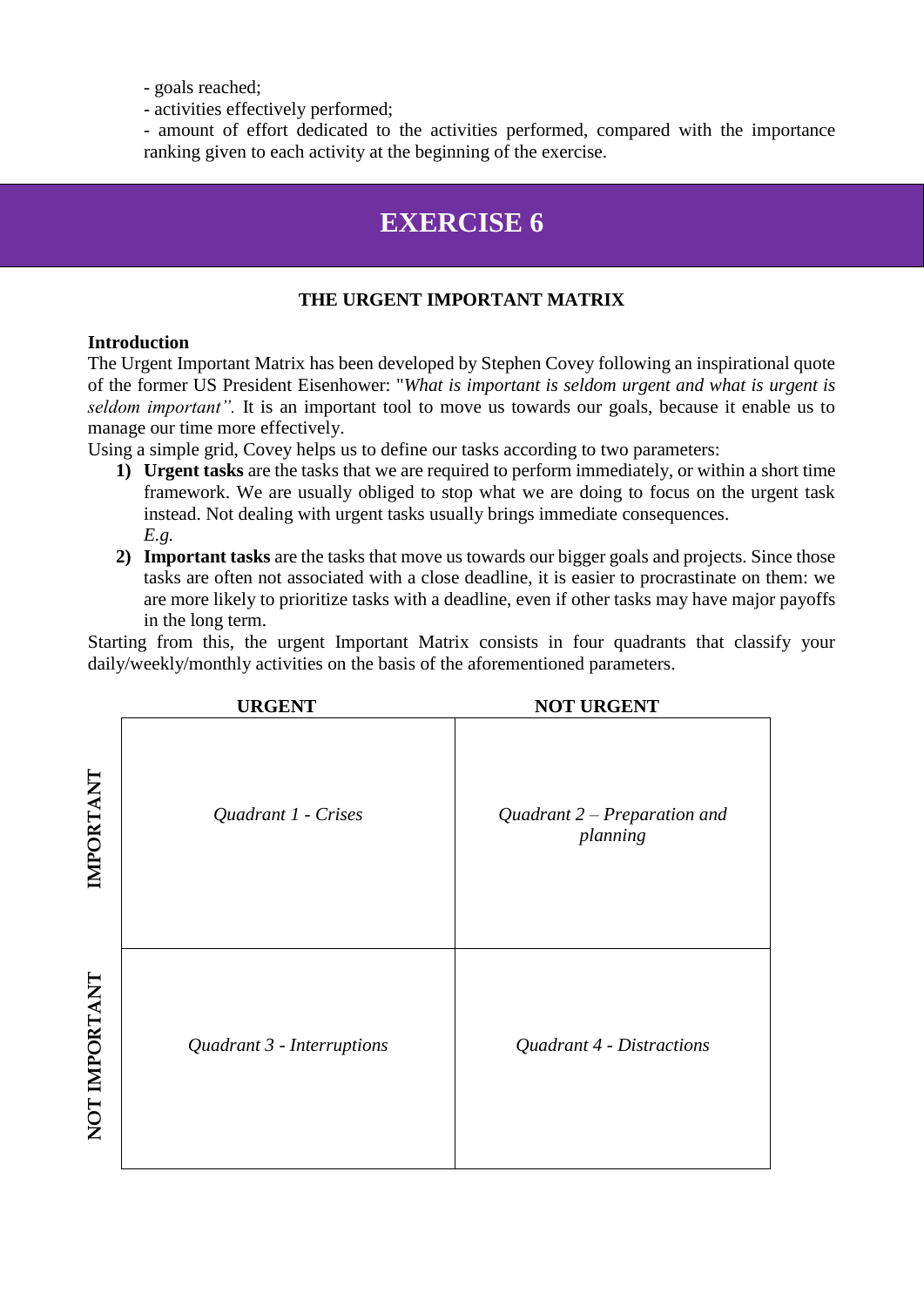- goals reached;
- activities effectively performed;
- amount of effort dedicated to the activities performed, compared with the importance ranking given to each activity at the beginning of the exercise.

# EXERCISE 6

## THE URGENT IMPORTANT MATRIX

**Introduction**

The Urgent Important Matrix has been developed by Stephen Covey following an inspirational quote of the former US President Eisenhower: "*What is important is seldom urgent and what is urgent is seldom important".* It is an important tool to move us towards our goals, because it enable us to manage our time more effectively.

Using a simple grid, Covey helps us to define our tasks according to two parameters:

1) **Urgent tasks** are the tasks that we are required to perform immediately, or within a short time framework. We are usually obliged to stop what we are doing to focus on the urgent task instead. Not dealing with urgent tasks usually brings immediate consequences.
   *E.g.*
2) **Important tasks** are the tasks that move us towards our bigger goals and projects. Since those tasks are often not associated with a close deadline, it is easier to procrastinate on them: we are more likely to prioritize tasks with a deadline, even if other tasks may have major payoffs in the long term.

Starting from this, the urgent Important Matrix consists in four quadrants that classify your daily/weekly/monthly activities on the basis of the aforementioned parameters.

| | **URGENT** | **NOT URGENT** |
|---|---|---|
| **IMPORTANT** | *Quadrant 1 - Crises* | *Quadrant 2 – Preparation and planning* |
| **NOT IMPORTANT** | *Quadrant 3 - Interruptions* | *Quadrant 4 - Distractions* |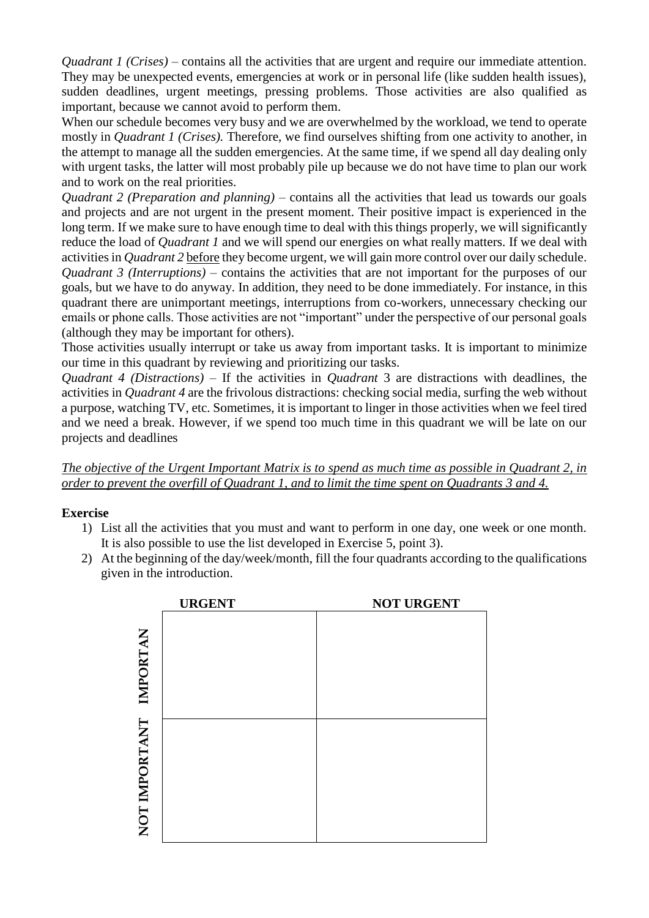*Quadrant 1 (Crises)* – contains all the activities that are urgent and require our immediate attention. They may be unexpected events, emergencies at work or in personal life (like sudden health issues), sudden deadlines, urgent meetings, pressing problems. Those activities are also qualified as important, because we cannot avoid to perform them.

When our schedule becomes very busy and we are overwhelmed by the workload, we tend to operate mostly in *Quadrant 1 (Crises).* Therefore, we find ourselves shifting from one activity to another, in the attempt to manage all the sudden emergencies. At the same time, if we spend all day dealing only with urgent tasks, the latter will most probably pile up because we do not have time to plan our work and to work on the real priorities.

*Quadrant 2 (Preparation and planning)* – contains all the activities that lead us towards our goals and projects and are not urgent in the present moment. Their positive impact is experienced in the long term. If we make sure to have enough time to deal with this things properly, we will significantly reduce the load of *Quadrant 1* and we will spend our energies on what really matters. If we deal with activities in *Quadrant 2* <u>before</u> they become urgent, we will gain more control over our daily schedule.

*Quadrant 3 (Interruptions)* – contains the activities that are not important for the purposes of our goals, but we have to do anyway. In addition, they need to be done immediately. For instance, in this quadrant there are unimportant meetings, interruptions from co-workers, unnecessary checking our emails or phone calls. Those activities are not "important" under the perspective of our personal goals (although they may be important for others).

Those activities usually interrupt or take us away from important tasks. It is important to minimize our time in this quadrant by reviewing and prioritizing our tasks.

*Quadrant 4 (Distractions)* – If the activities in *Quadrant* 3 are distractions with deadlines, the activities in *Quadrant 4* are the frivolous distractions: checking social media, surfing the web without a purpose, watching TV, etc. Sometimes, it is important to linger in those activities when we feel tired and we need a break. However, if we spend too much time in this quadrant we will be late on our projects and deadlines

<u>*The objective of the Urgent Important Matrix is to spend as much time as possible in Quadrant 2, in order to prevent the overfill of Quadrant 1, and to limit the time spent on Quadrants 3 and 4.*</u>

**Exercise**

1) List all the activities that you must and want to perform in one day, one week or one month. It is also possible to use the list developed in Exercise 5, point 3).
2) At the beginning of the day/week/month, fill the four quadrants according to the qualifications given in the introduction.

| | **URGENT** | **NOT URGENT** |
|---|---|---|
| **IMPORTAN** | | |
| **NOT IMPORTANT** | | |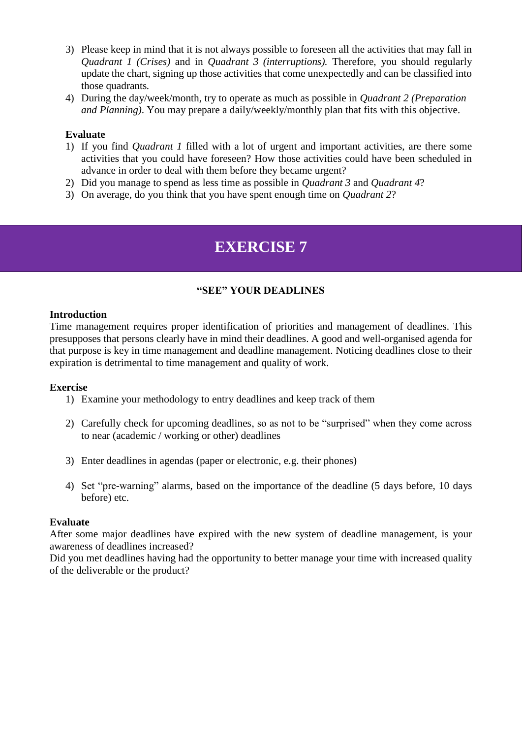3) Please keep in mind that it is not always possible to foreseen all the activities that may fall in *Quadrant 1 (Crises)* and in *Quadrant 3 (interruptions).* Therefore, you should regularly update the chart, signing up those activities that come unexpectedly and can be classified into those quadrants.
4) During the day/week/month, try to operate as much as possible in *Quadrant 2 (Preparation and Planning)*. You may prepare a daily/weekly/monthly plan that fits with this objective.

**Evaluate**

1) If you find *Quadrant 1* filled with a lot of urgent and important activities, are there some activities that you could have foreseen? How those activities could have been scheduled in advance in order to deal with them before they became urgent?
2) Did you manage to spend as less time as possible in *Quadrant 3* and *Quadrant 4*?
3) On average, do you think that you have spent enough time on *Quadrant 2*?

# EXERCISE 7

**"SEE" YOUR DEADLINES**

**Introduction**

Time management requires proper identification of priorities and management of deadlines. This presupposes that persons clearly have in mind their deadlines. A good and well-organised agenda for that purpose is key in time management and deadline management. Noticing deadlines close to their expiration is detrimental to time management and quality of work.

**Exercise**

1) Examine your methodology to entry deadlines and keep track of them
2) Carefully check for upcoming deadlines, so as not to be "surprised" when they come across to near (academic / working or other) deadlines
3) Enter deadlines in agendas (paper or electronic, e.g. their phones)
4) Set "pre-warning" alarms, based on the importance of the deadline (5 days before, 10 days before) etc.

**Evaluate**

After some major deadlines have expired with the new system of deadline management, is your awareness of deadlines increased?

Did you met deadlines having had the opportunity to better manage your time with increased quality of the deliverable or the product?